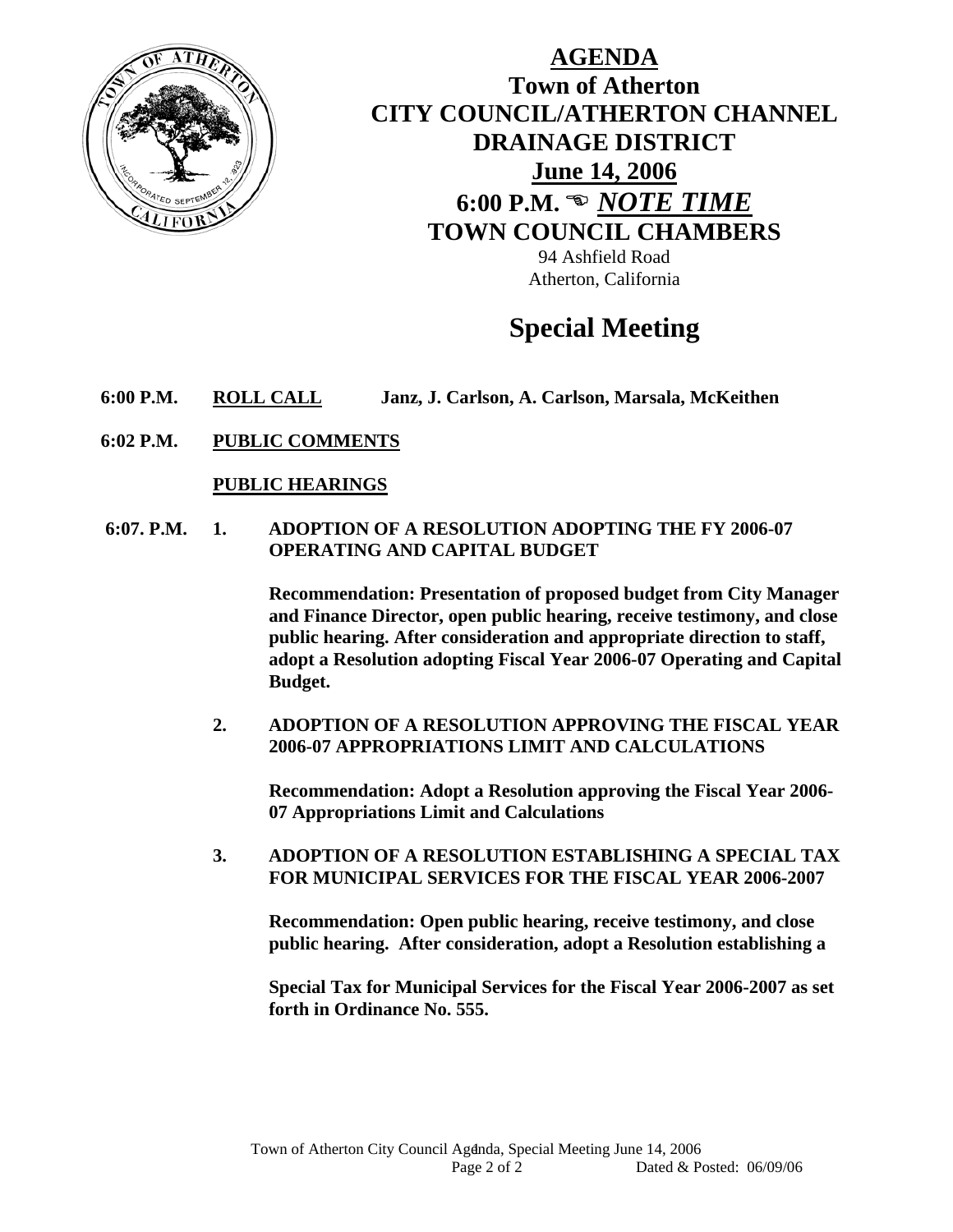# AGENDA

## Town of Atherton
## CITY COUNCIL/ATHERTON CHANNEL DRAINAGE DISTRICT
## June 14, 2006
## 6:00 P.M. ☜ *NOTE TIME*
## TOWN COUNCIL CHAMBERS

94 Ashfield Road
Atherton, California

# Special Meeting

**6:00 P.M.** **ROLL CALL** **Janz, J. Carlson, A. Carlson, Marsala, McKeithen**

**6:02 P.M.** **PUBLIC COMMENTS**

**PUBLIC HEARINGS**

**6:07. P.M.** **1. ADOPTION OF A RESOLUTION ADOPTING THE FY 2006-07 OPERATING AND CAPITAL BUDGET**

**Recommendation: Presentation of proposed budget from City Manager and Finance Director, open public hearing, receive testimony, and close public hearing. After consideration and appropriate direction to staff, adopt a Resolution adopting Fiscal Year 2006-07 Operating and Capital Budget.**

**2. ADOPTION OF A RESOLUTION APPROVING THE FISCAL YEAR 2006-07 APPROPRIATIONS LIMIT AND CALCULATIONS**

**Recommendation: Adopt a Resolution approving the Fiscal Year 2006-07 Appropriations Limit and Calculations**

**3. ADOPTION OF A RESOLUTION ESTABLISHING A SPECIAL TAX FOR MUNICIPAL SERVICES FOR THE FISCAL YEAR 2006-2007**

**Recommendation: Open public hearing, receive testimony, and close public hearing. After consideration, adopt a Resolution establishing a**

**Special Tax for Municipal Services for the Fiscal Year 2006-2007 as set forth in Ordinance No. 555.**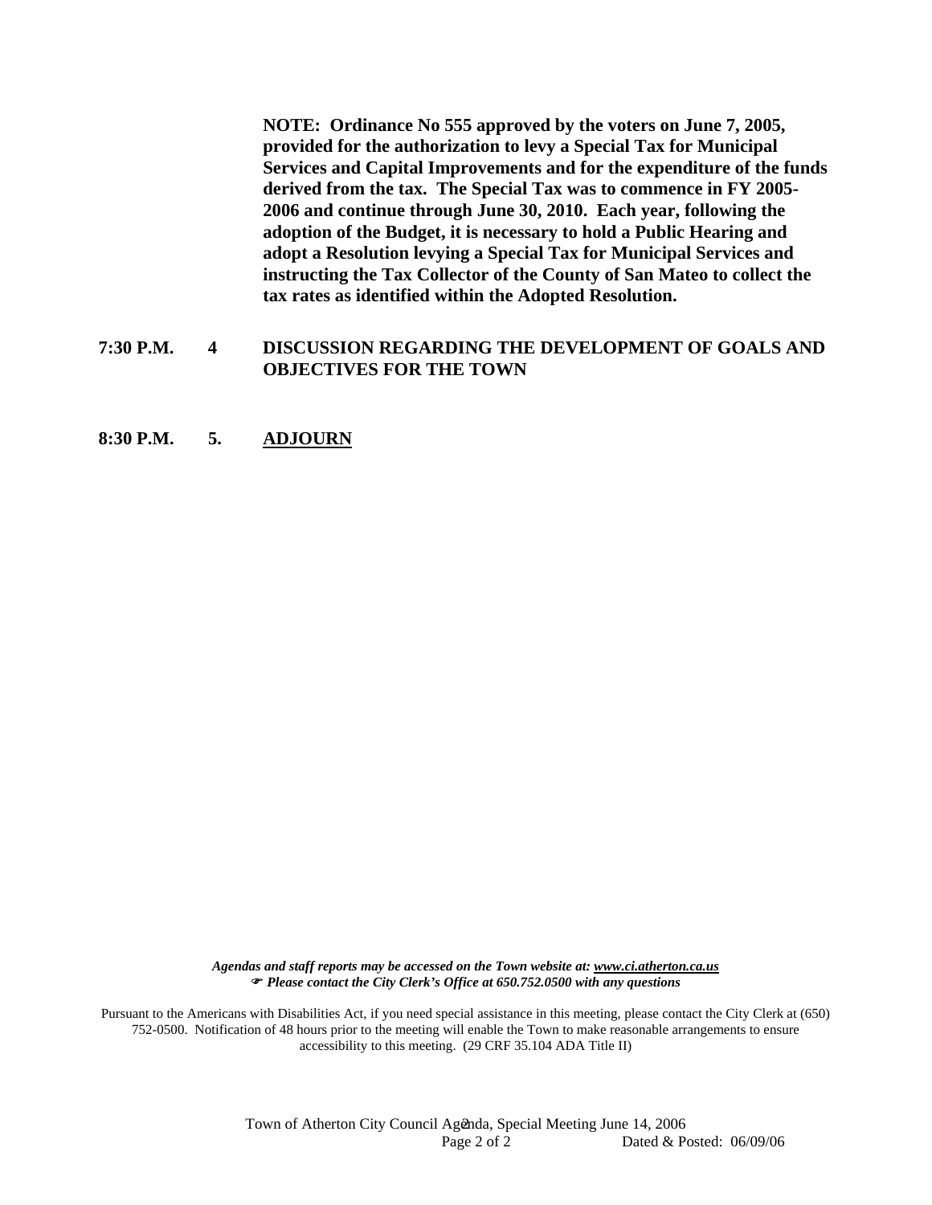**NOTE: Ordinance No 555 approved by the voters on June 7, 2005, provided for the authorization to levy a Special Tax for Municipal Services and Capital Improvements and for the expenditure of the funds derived from the tax. The Special Tax was to commence in FY 2005-2006 and continue through June 30, 2010. Each year, following the adoption of the Budget, it is necessary to hold a Public Hearing and adopt a Resolution levying a Special Tax for Municipal Services and instructing the Tax Collector of the County of San Mateo to collect the tax rates as identified within the Adopted Resolution.**

**7:30 P.M. 4 DISCUSSION REGARDING THE DEVELOPMENT OF GOALS AND OBJECTIVES FOR THE TOWN**

**8:30 P.M. 5. ADJOURN**

***Agendas and staff reports may be accessed on the Town website at: www.ci.atherton.ca.us***
***☞ Please contact the City Clerk's Office at 650.752.0500 with any questions***

Pursuant to the Americans with Disabilities Act, if you need special assistance in this meeting, please contact the City Clerk at (650) 752-0500. Notification of 48 hours prior to the meeting will enable the Town to make reasonable arrangements to ensure accessibility to this meeting. (29 CRF 35.104 ADA Title II)

Town of Atherton City Council Agenda, Special Meeting June 14, 2006
Dated & Posted: 06/09/06